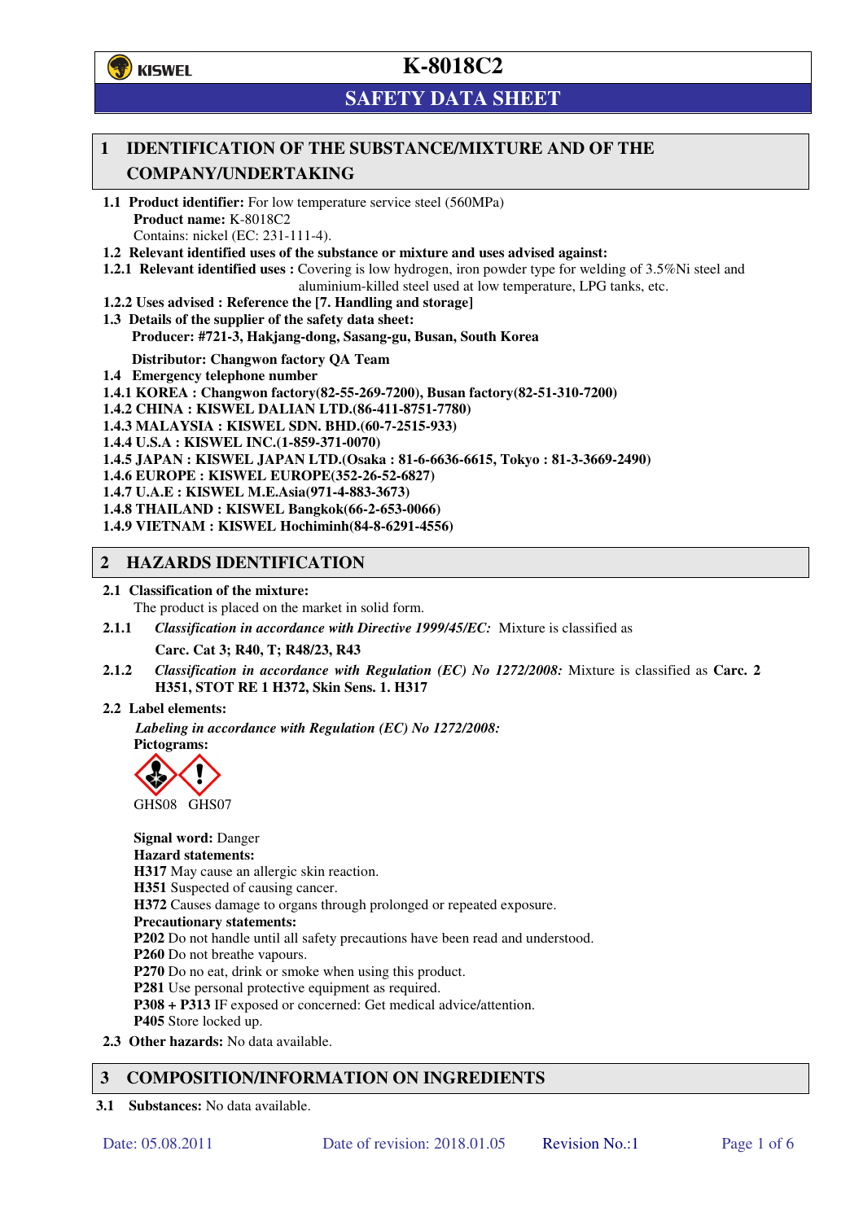# K-8018C2

## SAFETY DATA SHEET

## 1 IDENTIFICATION OF THE SUBSTANCE/MIXTURE AND OF THE COMPANY/UNDERTAKING

**1.1 Product identifier:** For low temperature service steel (560MPa)
**Product name:** K-8018C2
Contains: nickel (EC: 231-111-4).

**1.2 Relevant identified uses of the substance or mixture and uses advised against:**

**1.2.1 Relevant identified uses :** Covering is low hydrogen, iron powder type for welding of 3.5%Ni steel and aluminium-killed steel used at low temperature, LPG tanks, etc.

**1.2.2 Uses advised : Reference the [7. Handling and storage]**

**1.3 Details of the supplier of the safety data sheet:**
**Producer: #721-3, Hakjang-dong, Sasang-gu, Busan, South Korea**

**Distributor: Changwon factory QA Team**

**1.4 Emergency telephone number**

**1.4.1 KOREA : Changwon factory(82-55-269-7200), Busan factory(82-51-310-7200)**
**1.4.2 CHINA : KISWEL DALIAN LTD.(86-411-8751-7780)**
**1.4.3 MALAYSIA : KISWEL SDN. BHD.(60-7-2515-933)**
**1.4.4 U.S.A : KISWEL INC.(1-859-371-0070)**
**1.4.5 JAPAN : KISWEL JAPAN LTD.(Osaka : 81-6-6636-6615, Tokyo : 81-3-3669-2490)**
**1.4.6 EUROPE : KISWEL EUROPE(352-26-52-6827)**
**1.4.7 U.A.E : KISWEL M.E.Asia(971-4-883-3673)**
**1.4.8 THAILAND : KISWEL Bangkok(66-2-653-0066)**
**1.4.9 VIETNAM : KISWEL Hochiminh(84-8-6291-4556)**

## 2 HAZARDS IDENTIFICATION

**2.1 Classification of the mixture:**
The product is placed on the market in solid form.

**2.1.1** *Classification in accordance with Directive 1999/45/EC:* Mixture is classified as

**Carc. Cat 3; R40, T; R48/23, R43**

**2.1.2** *Classification in accordance with Regulation (EC) No 1272/2008:* Mixture is classified as **Carc. 2 H351, STOT RE 1 H372, Skin Sens. 1. H317**

**2.2 Label elements:**

*Labeling in accordance with Regulation (EC) No 1272/2008:*
**Pictograms:**

GHS08 GHS07

**Signal word:** Danger
**Hazard statements:**
**H317** May cause an allergic skin reaction.
**H351** Suspected of causing cancer.
**H372** Causes damage to organs through prolonged or repeated exposure.
**Precautionary statements:**
**P202** Do not handle until all safety precautions have been read and understood.
**P260** Do not breathe vapours.
**P270** Do no eat, drink or smoke when using this product.
**P281** Use personal protective equipment as required.
**P308 + P313** IF exposed or concerned: Get medical advice/attention.
**P405** Store locked up.

**2.3 Other hazards:** No data available.

## 3 COMPOSITION/INFORMATION ON INGREDIENTS

**3.1 Substances:** No data available.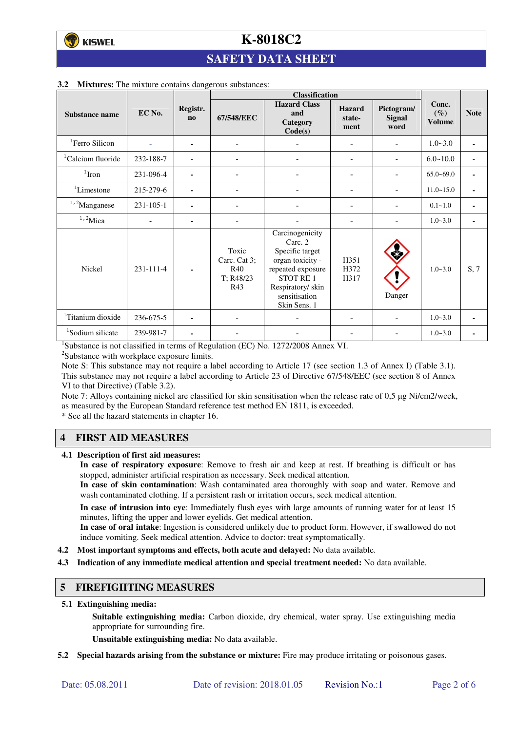### 3.2 Mixtures: The mixture contains dangerous substances:

| Substance name | EC No. | Registr. no | Classification | | | | Conc. (%) Volume | Note |
|---|---|---|---|---|---|---|---|---|
| | | | 67/548/EEC | Hazard Class and Category Code(s) | Hazard statement | Pictogram/ Signal word | | |
| [1]Ferro Silicon | - | - | - | - | - | - | 1.0~3.0 | - |
| [1]Calcium fluoride | 232-188-7 | - | - | - | - | - | 6.0~10.0 | - |
| [1]Iron | 231-096-4 | - | - | - | - | - | 65.0~69.0 | - |
| [1]Limestone | 215-279-6 | - | - | - | - | - | 11.0~15.0 | - |
| [1,2]Manganese | 231-105-1 | - | - | - | - | - | 0.1~1.0 | - |
| [1,2]Mica | - | - | - | - | - | - | 1.0~3.0 | - |
| Nickel | 231-111-4 | - | Toxic Carc. Cat 3; R40 T; R48/23 R43 | Carcinogenicity Carc. 2 Specific target organ toxicity - repeated exposure STOT RE 1 Respiratory/ skin sensitisation Skin Sens. 1 | H351 H372 H317 | Danger | 1.0~3.0 | S, 7 |
| [1]Titanium dioxide | 236-675-5 | - | - | - | - | - | 1.0~3.0 | - |
| [1]Sodium silicate | 239-981-7 | - | - | - | - | - | 1.0~3.0 | - |

[1]Substance is not classified in terms of Regulation (EC) No. 1272/2008 Annex VI.
[2]Substance with workplace exposure limits.
Note S: This substance may not require a label according to Article 17 (see section 1.3 of Annex I) (Table 3.1). This substance may not require a label according to Article 23 of Directive 67/548/EEC (see section 8 of Annex VI to that Directive) (Table 3.2).
Note 7: Alloys containing nickel are classified for skin sensitisation when the release rate of 0,5 µg Ni/cm2/week, as measured by the European Standard reference test method EN 1811, is exceeded.
* See all the hazard statements in chapter 16.

## 4 FIRST AID MEASURES

### 4.1 Description of first aid measures:

**In case of respiratory exposure**: Remove to fresh air and keep at rest. If breathing is difficult or has stopped, administer artificial respiration as necessary. Seek medical attention.
**In case of skin contamination**: Wash contaminated area thoroughly with soap and water. Remove and wash contaminated clothing. If a persistent rash or irritation occurs, seek medical attention.
**In case of intrusion into eye**: Immediately flush eyes with large amounts of running water for at least 15 minutes, lifting the upper and lower eyelids. Get medical attention.
**In case of oral intake**: Ingestion is considered unlikely due to product form. However, if swallowed do not induce vomiting. Seek medical attention. Advice to doctor: treat symptomatically.

**4.2 Most important symptoms and effects, both acute and delayed:** No data available.

**4.3 Indication of any immediate medical attention and special treatment needed:** No data available.

## 5 FIREFIGHTING MEASURES

### 5.1 Extinguishing media:

**Suitable extinguishing media:** Carbon dioxide, dry chemical, water spray. Use extinguishing media appropriate for surrounding fire.

**Unsuitable extinguishing media:** No data available.

**5.2 Special hazards arising from the substance or mixture:** Fire may produce irritating or poisonous gases.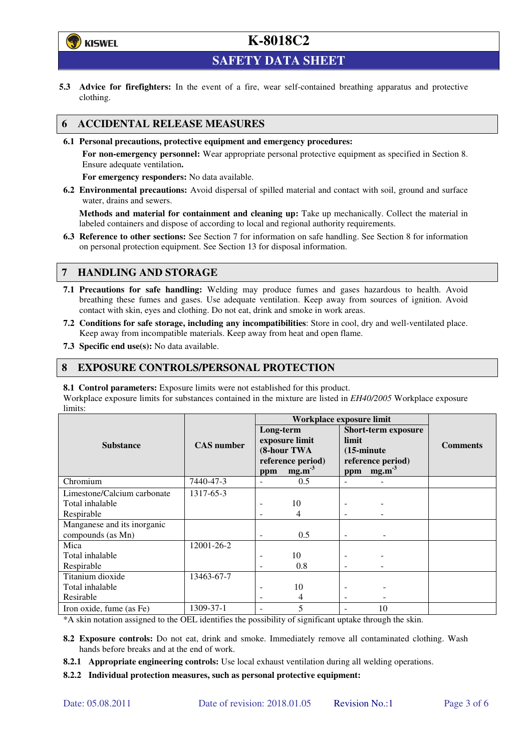**5.3 Advice for firefighters:** In the event of a fire, wear self-contained breathing apparatus and protective clothing.

## 6 ACCIDENTAL RELEASE MEASURES

**6.1 Personal precautions, protective equipment and emergency procedures:**

**For non-emergency personnel:** Wear appropriate personal protective equipment as specified in Section 8. Ensure adequate ventilation**.**

**For emergency responders:** No data available.

**6.2 Environmental precautions:** Avoid dispersal of spilled material and contact with soil, ground and surface water, drains and sewers.

**Methods and material for containment and cleaning up:** Take up mechanically. Collect the material in labeled containers and dispose of according to local and regional authority requirements.

**6.3 Reference to other sections:** See Section 7 for information on safe handling. See Section 8 for information on personal protection equipment. See Section 13 for disposal information.

## 7 HANDLING AND STORAGE

**7.1 Precautions for safe handling:** Welding may produce fumes and gases hazardous to health. Avoid breathing these fumes and gases. Use adequate ventilation. Keep away from sources of ignition. Avoid contact with skin, eyes and clothing. Do not eat, drink and smoke in work areas.

**7.2 Conditions for safe storage, including any incompatibilities**: Store in cool, dry and well-ventilated place. Keep away from incompatible materials. Keep away from heat and open flame.

**7.3 Specific end use(s):** No data available.

## 8 EXPOSURE CONTROLS/PERSONAL PROTECTION

**8.1 Control parameters:** Exposure limits were not established for this product.
Workplace exposure limits for substances contained in the mixture are listed in *EH40/2005* Workplace exposure limits:

| Substance | CAS number | Workplace exposure limit | | | | Comments |
|---|---|---|---|---|---|---|
| | | Long-term exposure limit (8-hour TWA reference period) | | Short-term exposure limit (15-minute reference period) | | |
| | | ppm | $mg.m^{-3}$ | ppm | $mg.m^{-3}$ | |
| Chromium | 7440-47-3 | - | 0.5 | - | - | |
| Limestone/Calcium carbonate | 1317-65-3 | | | | | |
| Total inhalable | | - | 10 | - | - | |
| Respirable | | - | 4 | - | - | |
| Manganese and its inorganic compounds (as Mn) | | - | 0.5 | - | - | |
| Mica | 12001-26-2 | | | | | |
| Total inhalable | | - | 10 | - | - | |
| Respirable | | - | 0.8 | - | - | |
| Titanium dioxide | 13463-67-7 | | | | | |
| Total inhalable | | - | 10 | - | - | |
| Resirable | | - | 4 | - | - | |
| Iron oxide, fume (as Fe) | 1309-37-1 | - | 5 | - | 10 | |

*A skin notation assigned to the OEL identifies the possibility of significant uptake through the skin.

**8.2 Exposure controls:** Do not eat, drink and smoke. Immediately remove all contaminated clothing. Wash hands before breaks and at the end of work.

**8.2.1 Appropriate engineering controls:** Use local exhaust ventilation during all welding operations.

**8.2.2 Individual protection measures, such as personal protective equipment:**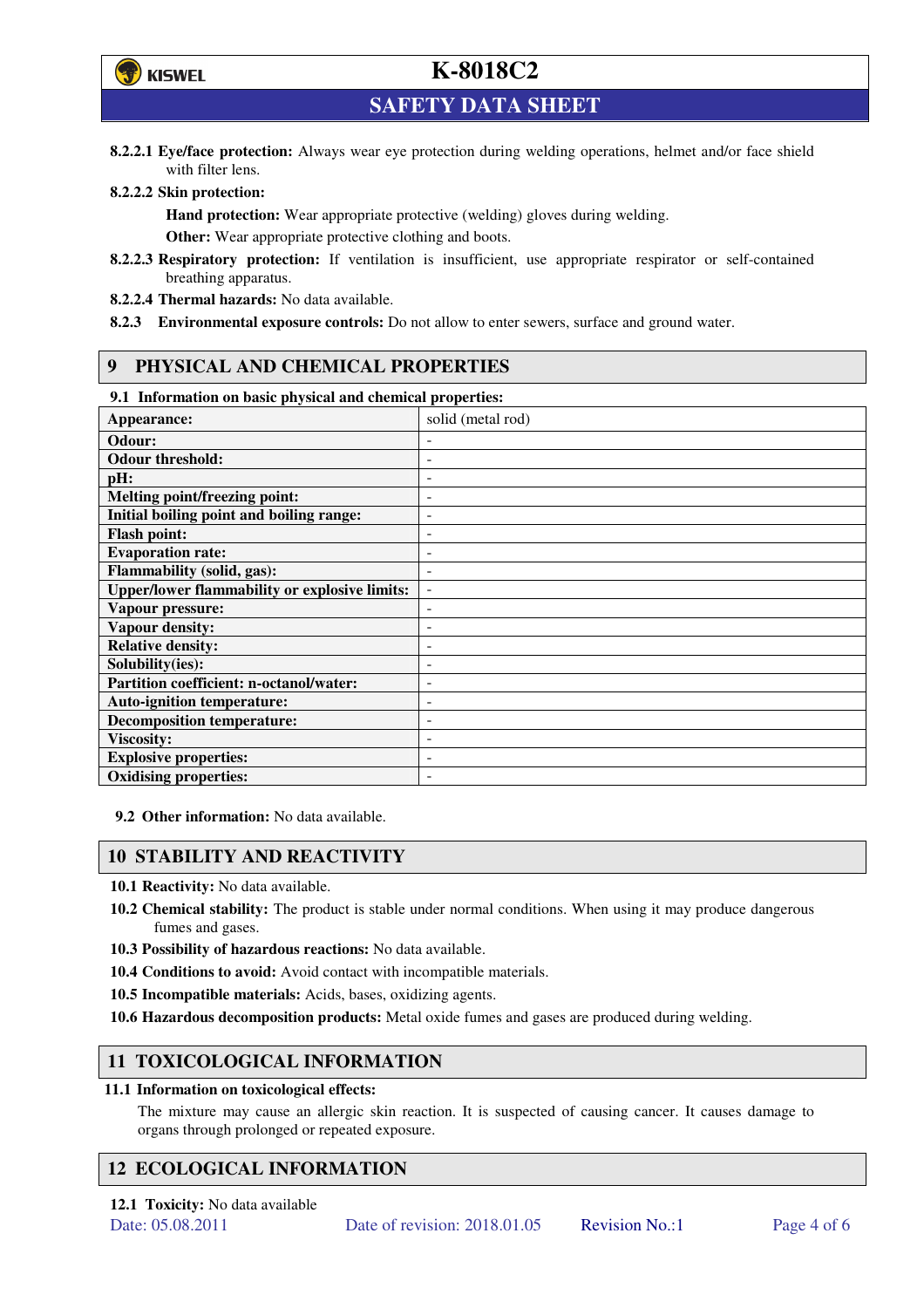**8.2.2.1 Eye/face protection:** Always wear eye protection during welding operations, helmet and/or face shield with filter lens.

**8.2.2.2 Skin protection:**

**Hand protection:** Wear appropriate protective (welding) gloves during welding.

**Other:** Wear appropriate protective clothing and boots.

**8.2.2.3 Respiratory protection:** If ventilation is insufficient, use appropriate respirator or self-contained breathing apparatus.

**8.2.2.4 Thermal hazards:** No data available.

**8.2.3 Environmental exposure controls:** Do not allow to enter sewers, surface and ground water.

## 9 PHYSICAL AND CHEMICAL PROPERTIES

**9.1 Information on basic physical and chemical properties:**

| | |
|---|---|
| **Appearance:** | solid (metal rod) |
| **Odour:** | - |
| **Odour threshold:** | - |
| **pH:** | - |
| **Melting point/freezing point:** | - |
| **Initial boiling point and boiling range:** | - |
| **Flash point:** | - |
| **Evaporation rate:** | - |
| **Flammability (solid, gas):** | - |
| **Upper/lower flammability or explosive limits:** | - |
| **Vapour pressure:** | - |
| **Vapour density:** | - |
| **Relative density:** | - |
| **Solubility(ies):** | - |
| **Partition coefficient: n-octanol/water:** | - |
| **Auto-ignition temperature:** | - |
| **Decomposition temperature:** | - |
| **Viscosity:** | - |
| **Explosive properties:** | - |
| **Oxidising properties:** | - |

**9.2 Other information:** No data available.

## 10 STABILITY AND REACTIVITY

**10.1 Reactivity:** No data available.

**10.2 Chemical stability:** The product is stable under normal conditions. When using it may produce dangerous fumes and gases.

**10.3 Possibility of hazardous reactions:** No data available.

**10.4 Conditions to avoid:** Avoid contact with incompatible materials.

**10.5 Incompatible materials:** Acids, bases, oxidizing agents.

**10.6 Hazardous decomposition products:** Metal oxide fumes and gases are produced during welding.

## 11 TOXICOLOGICAL INFORMATION

**11.1 Information on toxicological effects:**

The mixture may cause an allergic skin reaction. It is suspected of causing cancer. It causes damage to organs through prolonged or repeated exposure.

## 12 ECOLOGICAL INFORMATION

**12.1 Toxicity:** No data available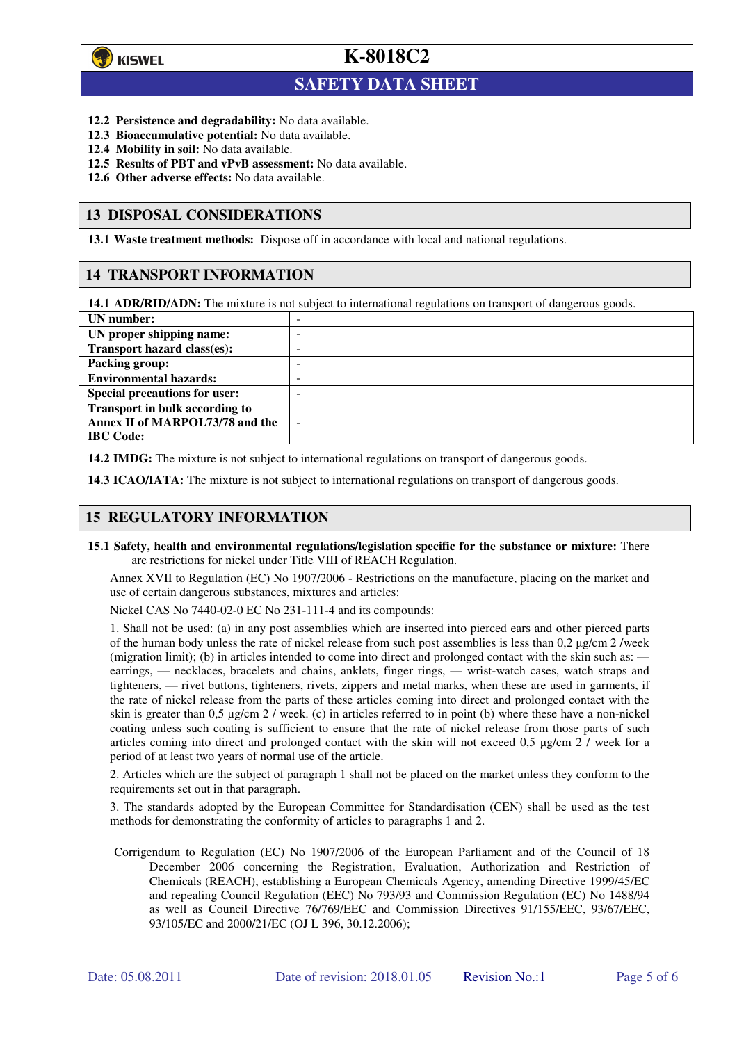**12.2 Persistence and degradability:** No data available.
**12.3 Bioaccumulative potential:** No data available.
**12.4 Mobility in soil:** No data available.
**12.5 Results of PBT and vPvB assessment:** No data available.
**12.6 Other adverse effects:** No data available.

## 13 DISPOSAL CONSIDERATIONS

**13.1 Waste treatment methods:** Dispose off in accordance with local and national regulations.

## 14 TRANSPORT INFORMATION

**14.1 ADR/RID/ADN:** The mixture is not subject to international regulations on transport of dangerous goods.

| | |
|---|---|
| **UN number:** | - |
| **UN proper shipping name:** | - |
| **Transport hazard class(es):** | - |
| **Packing group:** | - |
| **Environmental hazards:** | - |
| **Special precautions for user:** | - |
| **Transport in bulk according to Annex II of MARPOL73/78 and the IBC Code:** | - |

**14.2 IMDG:** The mixture is not subject to international regulations on transport of dangerous goods.

**14.3 ICAO/IATA:** The mixture is not subject to international regulations on transport of dangerous goods.

## 15 REGULATORY INFORMATION

**15.1 Safety, health and environmental regulations/legislation specific for the substance or mixture:** There are restrictions for nickel under Title VIII of REACH Regulation.

Annex XVII to Regulation (EC) No 1907/2006 - Restrictions on the manufacture, placing on the market and use of certain dangerous substances, mixtures and articles:

Nickel CAS No 7440-02-0 EC No 231-111-4 and its compounds:

1. Shall not be used: (a) in any post assemblies which are inserted into pierced ears and other pierced parts of the human body unless the rate of nickel release from such post assemblies is less than 0,2 µg/cm 2 /week (migration limit); (b) in articles intended to come into direct and prolonged contact with the skin such as: — earrings, — necklaces, bracelets and chains, anklets, finger rings, — wrist-watch cases, watch straps and tighteners, — rivet buttons, tighteners, rivets, zippers and metal marks, when these are used in garments, if the rate of nickel release from the parts of these articles coming into direct and prolonged contact with the skin is greater than 0,5 µg/cm 2 / week. (c) in articles referred to in point (b) where these have a non-nickel coating unless such coating is sufficient to ensure that the rate of nickel release from those parts of such articles coming into direct and prolonged contact with the skin will not exceed 0,5 µg/cm 2 / week for a period of at least two years of normal use of the article.

2. Articles which are the subject of paragraph 1 shall not be placed on the market unless they conform to the requirements set out in that paragraph.

3. The standards adopted by the European Committee for Standardisation (CEN) shall be used as the test methods for demonstrating the conformity of articles to paragraphs 1 and 2.

Corrigendum to Regulation (EC) No 1907/2006 of the European Parliament and of the Council of 18 December 2006 concerning the Registration, Evaluation, Authorization and Restriction of Chemicals (REACH), establishing a European Chemicals Agency, amending Directive 1999/45/EC and repealing Council Regulation (EEC) No 793/93 and Commission Regulation (EC) No 1488/94 as well as Council Directive 76/769/EEC and Commission Directives 91/155/EEC, 93/67/EEC, 93/105/EC and 2000/21/EC (OJ L 396, 30.12.2006);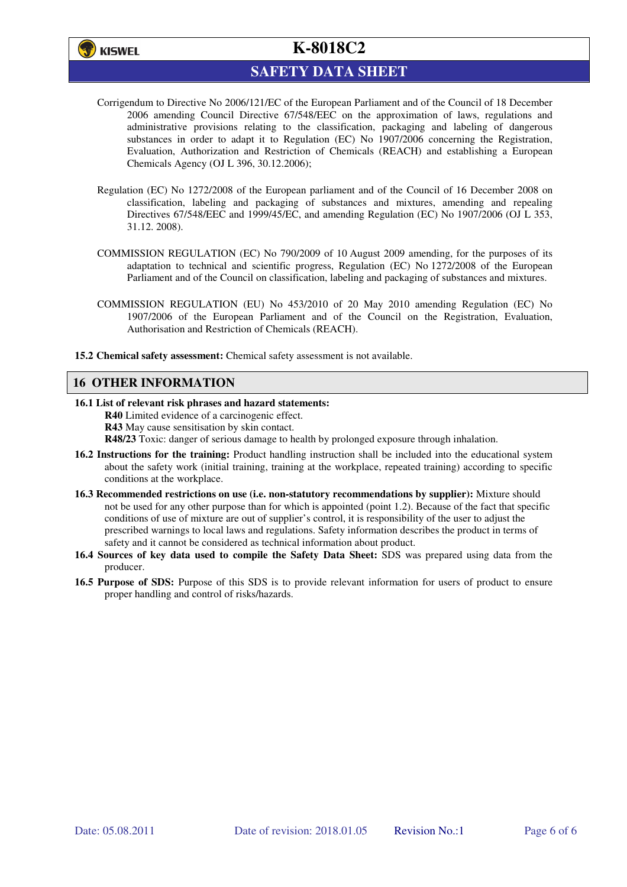Corrigendum to Directive No 2006/121/EC of the European Parliament and of the Council of 18 December 2006 amending Council Directive 67/548/EEC on the approximation of laws, regulations and administrative provisions relating to the classification, packaging and labeling of dangerous substances in order to adapt it to Regulation (EC) No 1907/2006 concerning the Registration, Evaluation, Authorization and Restriction of Chemicals (REACH) and establishing a European Chemicals Agency (OJ L 396, 30.12.2006);

Regulation (EC) No 1272/2008 of the European parliament and of the Council of 16 December 2008 on classification, labeling and packaging of substances and mixtures, amending and repealing Directives 67/548/EEC and 1999/45/EC, and amending Regulation (EC) No 1907/2006 (OJ L 353, 31.12. 2008).

COMMISSION REGULATION (EC) No 790/2009 of 10 August 2009 amending, for the purposes of its adaptation to technical and scientific progress, Regulation (EC) No 1272/2008 of the European Parliament and of the Council on classification, labeling and packaging of substances and mixtures.

COMMISSION REGULATION (EU) No 453/2010 of 20 May 2010 amending Regulation (EC) No 1907/2006 of the European Parliament and of the Council on the Registration, Evaluation, Authorisation and Restriction of Chemicals (REACH).

**15.2 Chemical safety assessment:** Chemical safety assessment is not available.

## 16 OTHER INFORMATION

**16.1 List of relevant risk phrases and hazard statements:**

**R40** Limited evidence of a carcinogenic effect.
**R43** May cause sensitisation by skin contact.
**R48/23** Toxic: danger of serious damage to health by prolonged exposure through inhalation.

**16.2 Instructions for the training:** Product handling instruction shall be included into the educational system about the safety work (initial training, training at the workplace, repeated training) according to specific conditions at the workplace.

**16.3 Recommended restrictions on use (i.e. non-statutory recommendations by supplier):** Mixture should not be used for any other purpose than for which is appointed (point 1.2). Because of the fact that specific conditions of use of mixture are out of supplier's control, it is responsibility of the user to adjust the prescribed warnings to local laws and regulations. Safety information describes the product in terms of safety and it cannot be considered as technical information about product.

**16.4 Sources of key data used to compile the Safety Data Sheet:** SDS was prepared using data from the producer.

**16.5 Purpose of SDS:** Purpose of this SDS is to provide relevant information for users of product to ensure proper handling and control of risks/hazards.